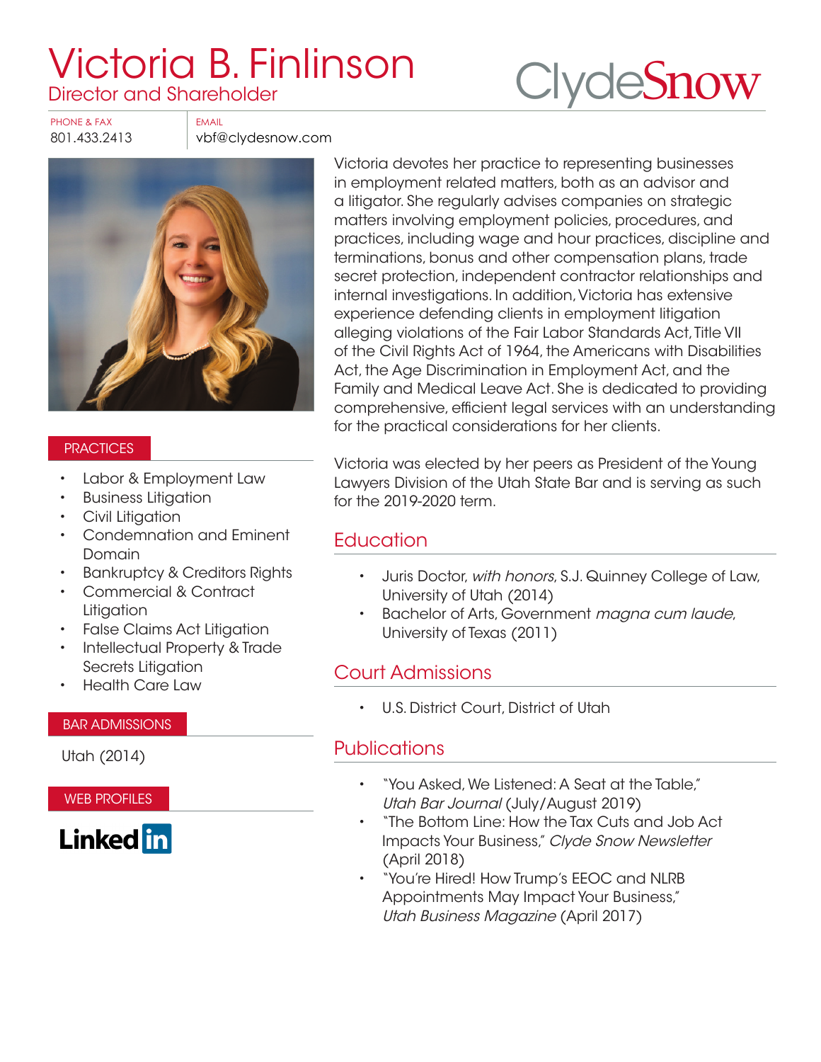# Victoria B. Finlinson

Director and Shareholder

ClydeSnow

PHONE & FAX
801.433.2413

EMAIL
vbf@clydesnow.com

Victoria devotes her practice to representing businesses in employment related matters, both as an advisor and a litigator. She regularly advises companies on strategic matters involving employment policies, procedures, and practices, including wage and hour practices, discipline and terminations, bonus and other compensation plans, trade secret protection, independent contractor relationships and internal investigations. In addition, Victoria has extensive experience defending clients in employment litigation alleging violations of the Fair Labor Standards Act, Title VII of the Civil Rights Act of 1964, the Americans with Disabilities Act, the Age Discrimination in Employment Act, and the Family and Medical Leave Act. She is dedicated to providing comprehensive, efficient legal services with an understanding for the practical considerations for her clients.

Victoria was elected by her peers as President of the Young Lawyers Division of the Utah State Bar and is serving as such for the 2019-2020 term.

## PRACTICES

- Labor & Employment Law
- Business Litigation
- Civil Litigation
- Condemnation and Eminent Domain
- Bankruptcy & Creditors Rights
- Commercial & Contract Litigation
- False Claims Act Litigation
- Intellectual Property & Trade Secrets Litigation
- Health Care Law

## BAR ADMISSIONS

Utah (2014)

## WEB PROFILES

LinkedIn

## Education

- Juris Doctor, *with honors*, S.J. Quinney College of Law, University of Utah (2014)
- Bachelor of Arts, Government *magna cum laude*, University of Texas (2011)

## Court Admissions

- U.S. District Court, District of Utah

## Publications

- "You Asked, We Listened: A Seat at the Table," *Utah Bar Journal* (July/August 2019)
- "The Bottom Line: How the Tax Cuts and Job Act Impacts Your Business," *Clyde Snow Newsletter* (April 2018)
- "You're Hired! How Trump's EEOC and NLRB Appointments May Impact Your Business," *Utah Business Magazine* (April 2017)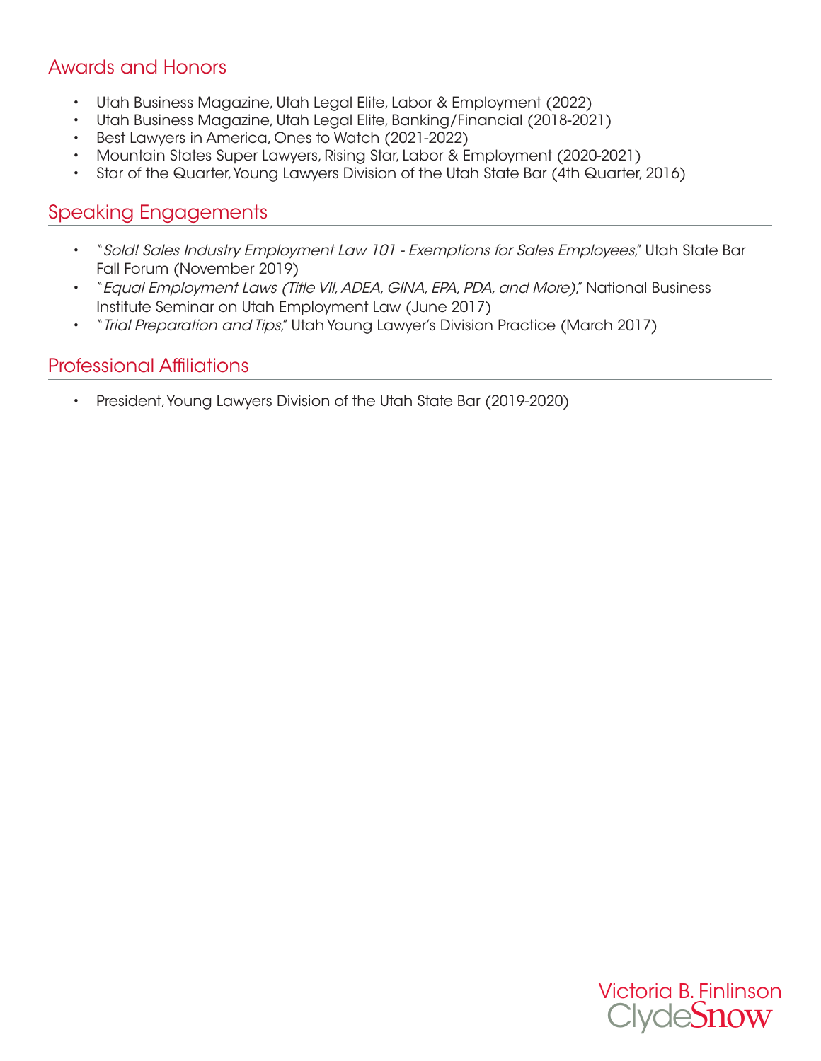## Awards and Honors

- Utah Business Magazine, Utah Legal Elite, Labor & Employment (2022)
- Utah Business Magazine, Utah Legal Elite, Banking/Financial (2018-2021)
- Best Lawyers in America, Ones to Watch (2021-2022)
- Mountain States Super Lawyers, Rising Star, Labor & Employment (2020-2021)
- Star of the Quarter, Young Lawyers Division of the Utah State Bar (4th Quarter, 2016)

## Speaking Engagements

- "*Sold! Sales Industry Employment Law 101 - Exemptions for Sales Employees*," Utah State Bar Fall Forum (November 2019)
- "*Equal Employment Laws (Title VII, ADEA, GINA, EPA, PDA, and More)*," National Business Institute Seminar on Utah Employment Law (June 2017)
- "*Trial Preparation and Tips*," Utah Young Lawyer's Division Practice (March 2017)

## Professional Affiliations

- President, Young Lawyers Division of the Utah State Bar (2019-2020)